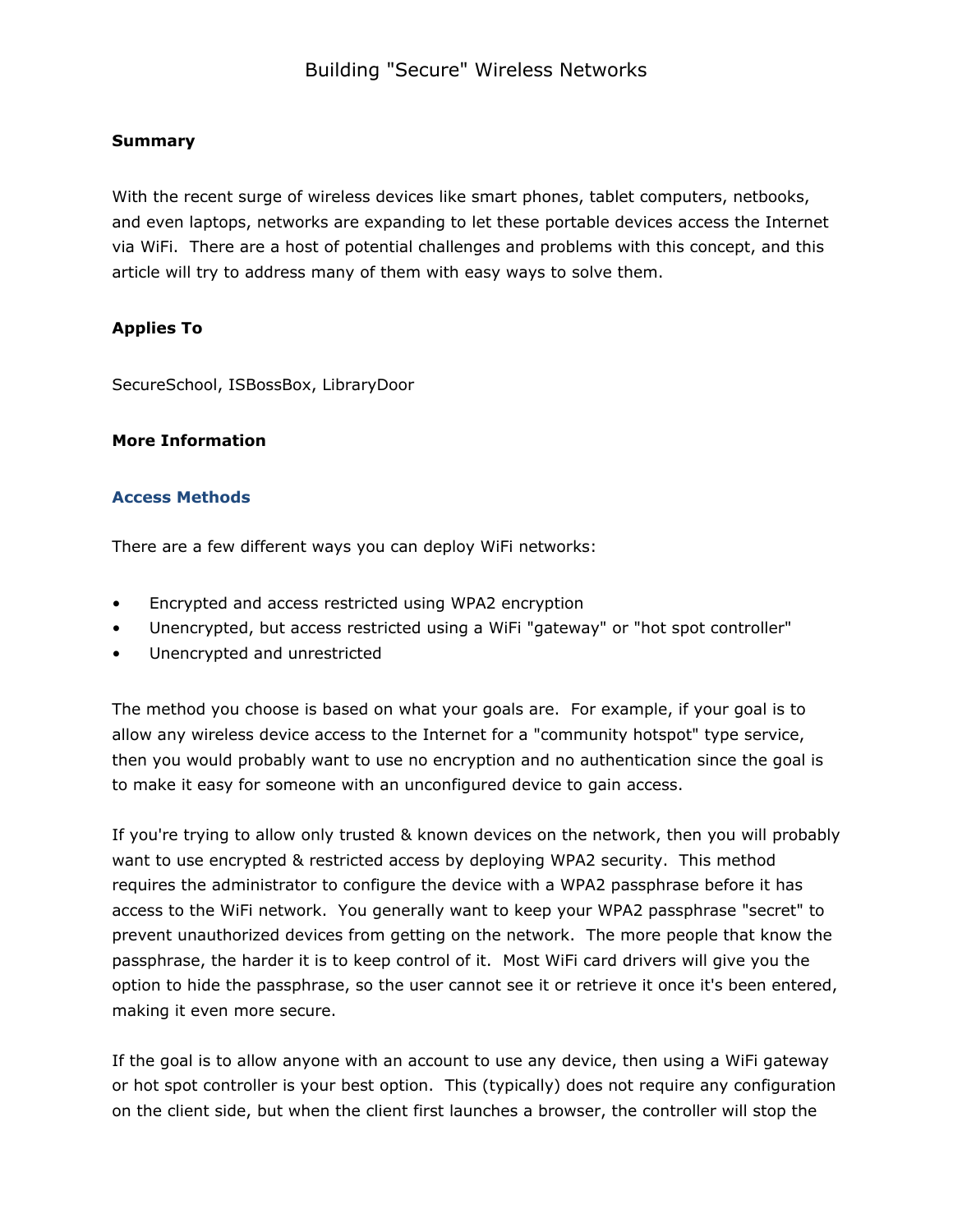# Building "Secure" Wireless Networks

**Summary**

With the recent surge of wireless devices like smart phones, tablet computers, netbooks, and even laptops, networks are expanding to let these portable devices access the Internet via WiFi. There are a host of potential challenges and problems with this concept, and this article will try to address many of them with easy ways to solve them.

**Applies To**

SecureSchool, ISBossBox, LibraryDoor

**More Information**

## Access Methods

There are a few different ways you can deploy WiFi networks:

- Encrypted and access restricted using WPA2 encryption
- Unencrypted, but access restricted using a WiFi "gateway" or "hot spot controller"
- Unencrypted and unrestricted

The method you choose is based on what your goals are. For example, if your goal is to allow any wireless device access to the Internet for a "community hotspot" type service, then you would probably want to use no encryption and no authentication since the goal is to make it easy for someone with an unconfigured device to gain access.

If you're trying to allow only trusted & known devices on the network, then you will probably want to use encrypted & restricted access by deploying WPA2 security. This method requires the administrator to configure the device with a WPA2 passphrase before it has access to the WiFi network. You generally want to keep your WPA2 passphrase "secret" to prevent unauthorized devices from getting on the network. The more people that know the passphrase, the harder it is to keep control of it. Most WiFi card drivers will give you the option to hide the passphrase, so the user cannot see it or retrieve it once it's been entered, making it even more secure.

If the goal is to allow anyone with an account to use any device, then using a WiFi gateway or hot spot controller is your best option. This (typically) does not require any configuration on the client side, but when the client first launches a browser, the controller will stop the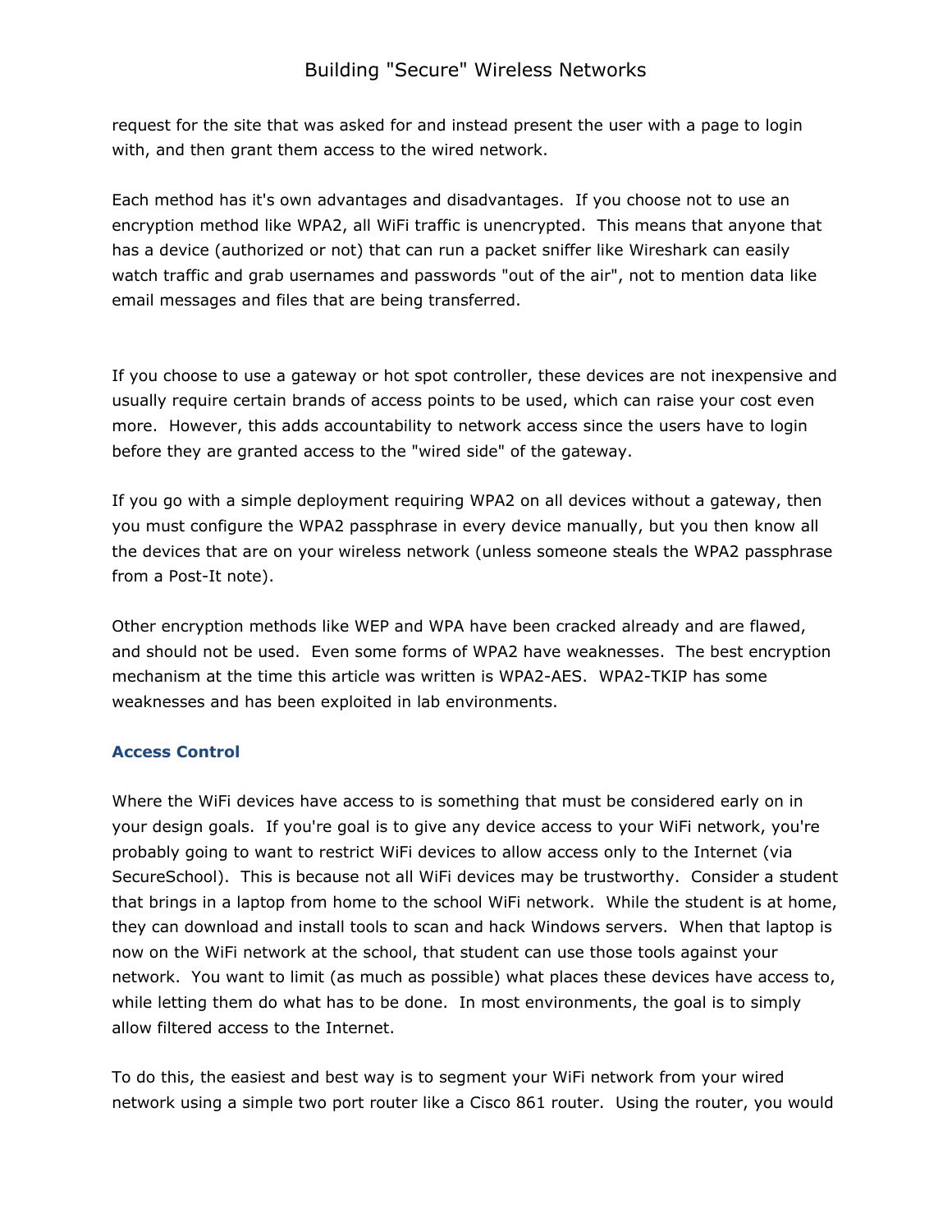request for the site that was asked for and instead present the user with a page to login with, and then grant them access to the wired network.

Each method has it's own advantages and disadvantages. If you choose not to use an encryption method like WPA2, all WiFi traffic is unencrypted. This means that anyone that has a device (authorized or not) that can run a packet sniffer like Wireshark can easily watch traffic and grab usernames and passwords "out of the air", not to mention data like email messages and files that are being transferred.

If you choose to use a gateway or hot spot controller, these devices are not inexpensive and usually require certain brands of access points to be used, which can raise your cost even more. However, this adds accountability to network access since the users have to login before they are granted access to the "wired side" of the gateway.

If you go with a simple deployment requiring WPA2 on all devices without a gateway, then you must configure the WPA2 passphrase in every device manually, but you then know all the devices that are on your wireless network (unless someone steals the WPA2 passphrase from a Post-It note).

Other encryption methods like WEP and WPA have been cracked already and are flawed, and should not be used. Even some forms of WPA2 have weaknesses. The best encryption mechanism at the time this article was written is WPA2-AES. WPA2-TKIP has some weaknesses and has been exploited in lab environments.

### Access Control

Where the WiFi devices have access to is something that must be considered early on in your design goals. If you're goal is to give any device access to your WiFi network, you're probably going to want to restrict WiFi devices to allow access only to the Internet (via SecureSchool). This is because not all WiFi devices may be trustworthy. Consider a student that brings in a laptop from home to the school WiFi network. While the student is at home, they can download and install tools to scan and hack Windows servers. When that laptop is now on the WiFi network at the school, that student can use those tools against your network. You want to limit (as much as possible) what places these devices have access to, while letting them do what has to be done. In most environments, the goal is to simply allow filtered access to the Internet.

To do this, the easiest and best way is to segment your WiFi network from your wired network using a simple two port router like a Cisco 861 router. Using the router, you would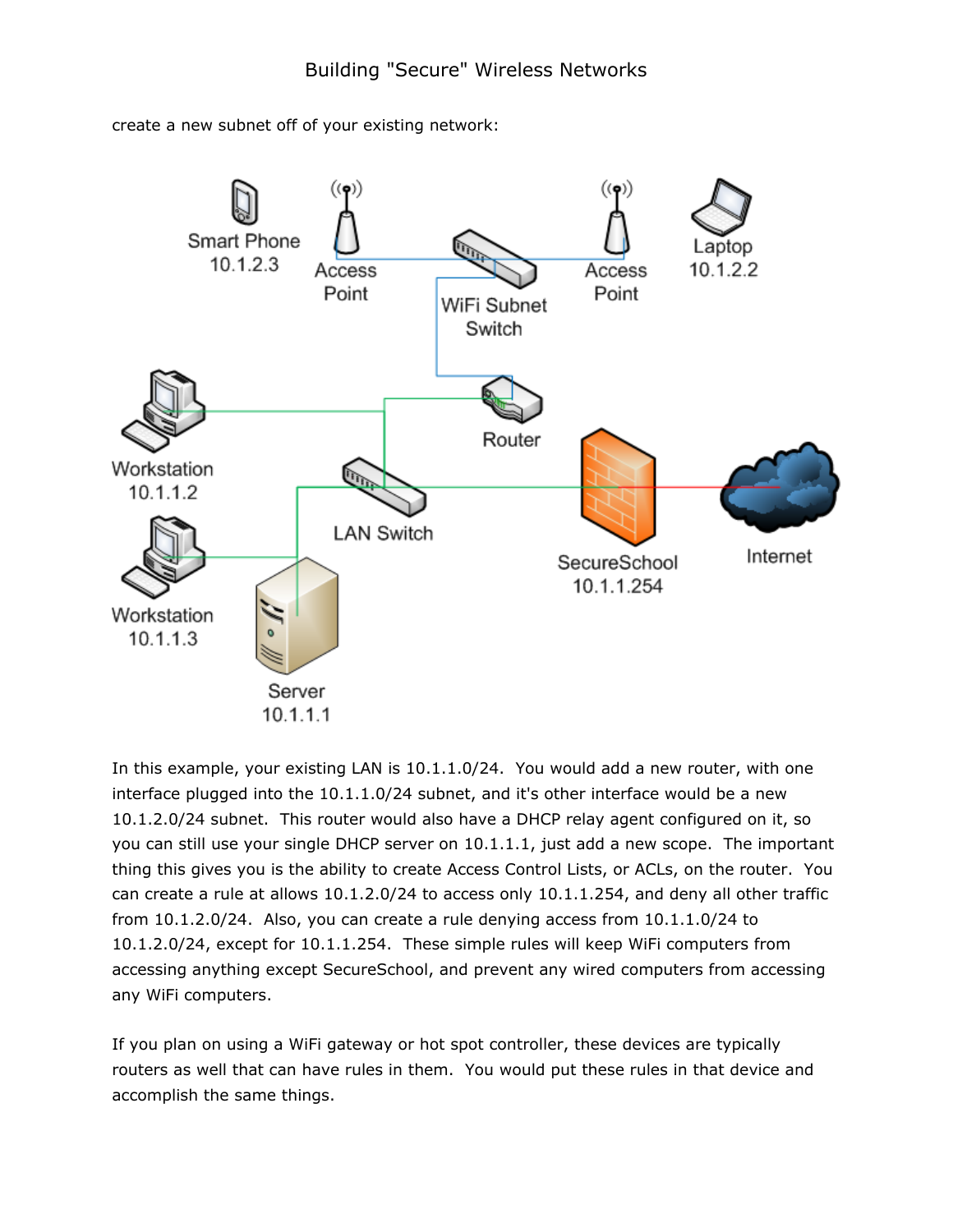create a new subnet off of your existing network:

In this example, your existing LAN is 10.1.1.0/24.  You would add a new router, with one interface plugged into the 10.1.1.0/24 subnet, and it's other interface would be a new 10.1.2.0/24 subnet.  This router would also have a DHCP relay agent configured on it, so you can still use your single DHCP server on 10.1.1.1, just add a new scope.  The important thing this gives you is the ability to create Access Control Lists, or ACLs, on the router.  You can create a rule at allows 10.1.2.0/24 to access only 10.1.1.254, and deny all other traffic from 10.1.2.0/24.  Also, you can create a rule denying access from 10.1.1.0/24 to 10.1.2.0/24, except for 10.1.1.254.  These simple rules will keep WiFi computers from accessing anything except SecureSchool, and prevent any wired computers from accessing any WiFi computers.

If you plan on using a WiFi gateway or hot spot controller, these devices are typically routers as well that can have rules in them.  You would put these rules in that device and accomplish the same things.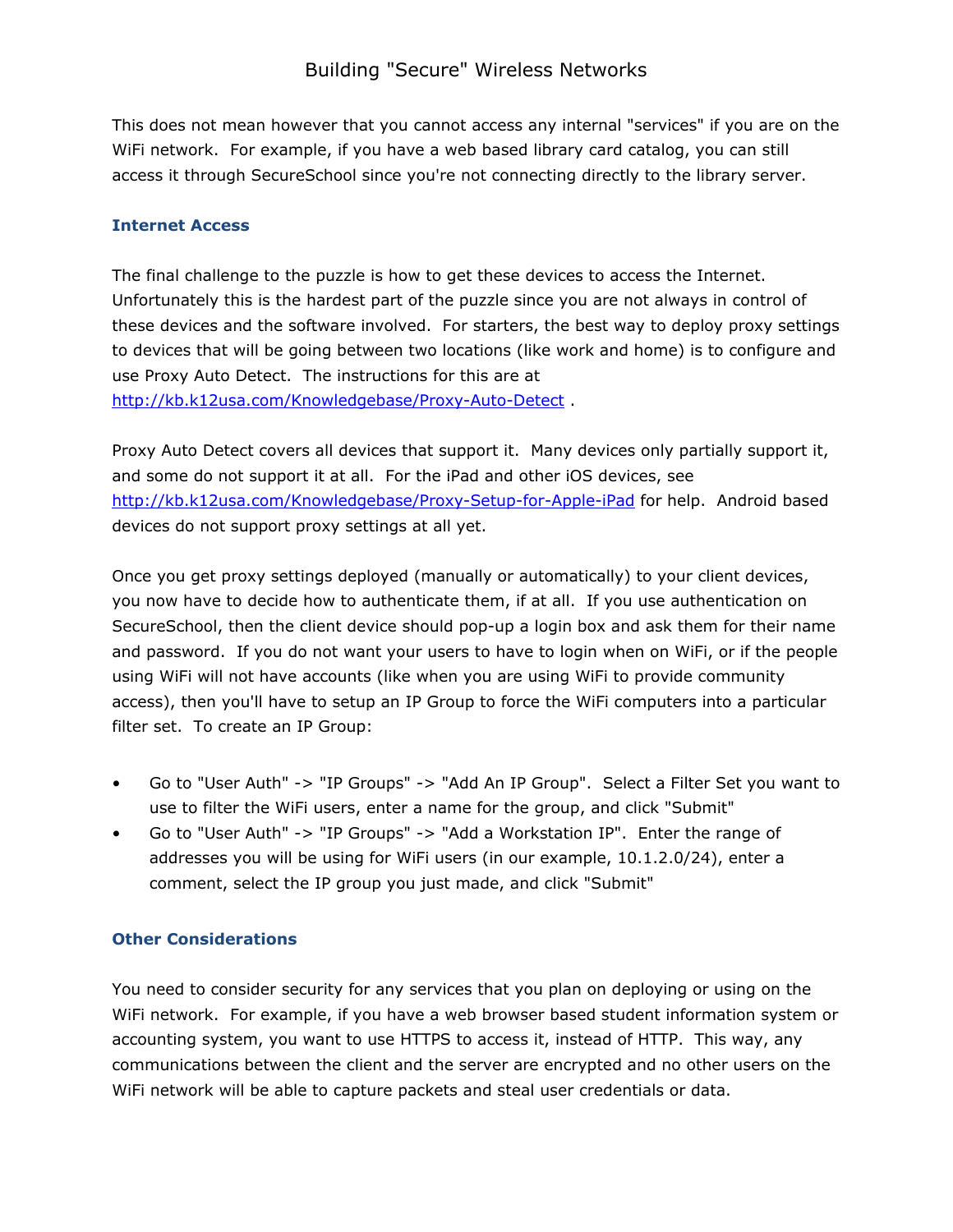This does not mean however that you cannot access any internal "services" if you are on the WiFi network. For example, if you have a web based library card catalog, you can still access it through SecureSchool since you're not connecting directly to the library server.

### Internet Access

The final challenge to the puzzle is how to get these devices to access the Internet. Unfortunately this is the hardest part of the puzzle since you are not always in control of these devices and the software involved. For starters, the best way to deploy proxy settings to devices that will be going between two locations (like work and home) is to configure and use Proxy Auto Detect. The instructions for this are at [http://kb.k12usa.com/Knowledgebase/Proxy-Auto-Detect](http://kb.k12usa.com/Knowledgebase/Proxy-Auto-Detect) .

Proxy Auto Detect covers all devices that support it. Many devices only partially support it, and some do not support it at all. For the iPad and other iOS devices, see [http://kb.k12usa.com/Knowledgebase/Proxy-Setup-for-Apple-iPad](http://kb.k12usa.com/Knowledgebase/Proxy-Setup-for-Apple-iPad) for help. Android based devices do not support proxy settings at all yet.

Once you get proxy settings deployed (manually or automatically) to your client devices, you now have to decide how to authenticate them, if at all. If you use authentication on SecureSchool, then the client device should pop-up a login box and ask them for their name and password. If you do not want your users to have to login when on WiFi, or if the people using WiFi will not have accounts (like when you are using WiFi to provide community access), then you'll have to setup an IP Group to force the WiFi computers into a particular filter set. To create an IP Group:

- Go to "User Auth" -> "IP Groups" -> "Add An IP Group". Select a Filter Set you want to use to filter the WiFi users, enter a name for the group, and click "Submit"
- Go to "User Auth" -> "IP Groups" -> "Add a Workstation IP". Enter the range of addresses you will be using for WiFi users (in our example, 10.1.2.0/24), enter a comment, select the IP group you just made, and click "Submit"

### Other Considerations

You need to consider security for any services that you plan on deploying or using on the WiFi network. For example, if you have a web browser based student information system or accounting system, you want to use HTTPS to access it, instead of HTTP. This way, any communications between the client and the server are encrypted and no other users on the WiFi network will be able to capture packets and steal user credentials or data.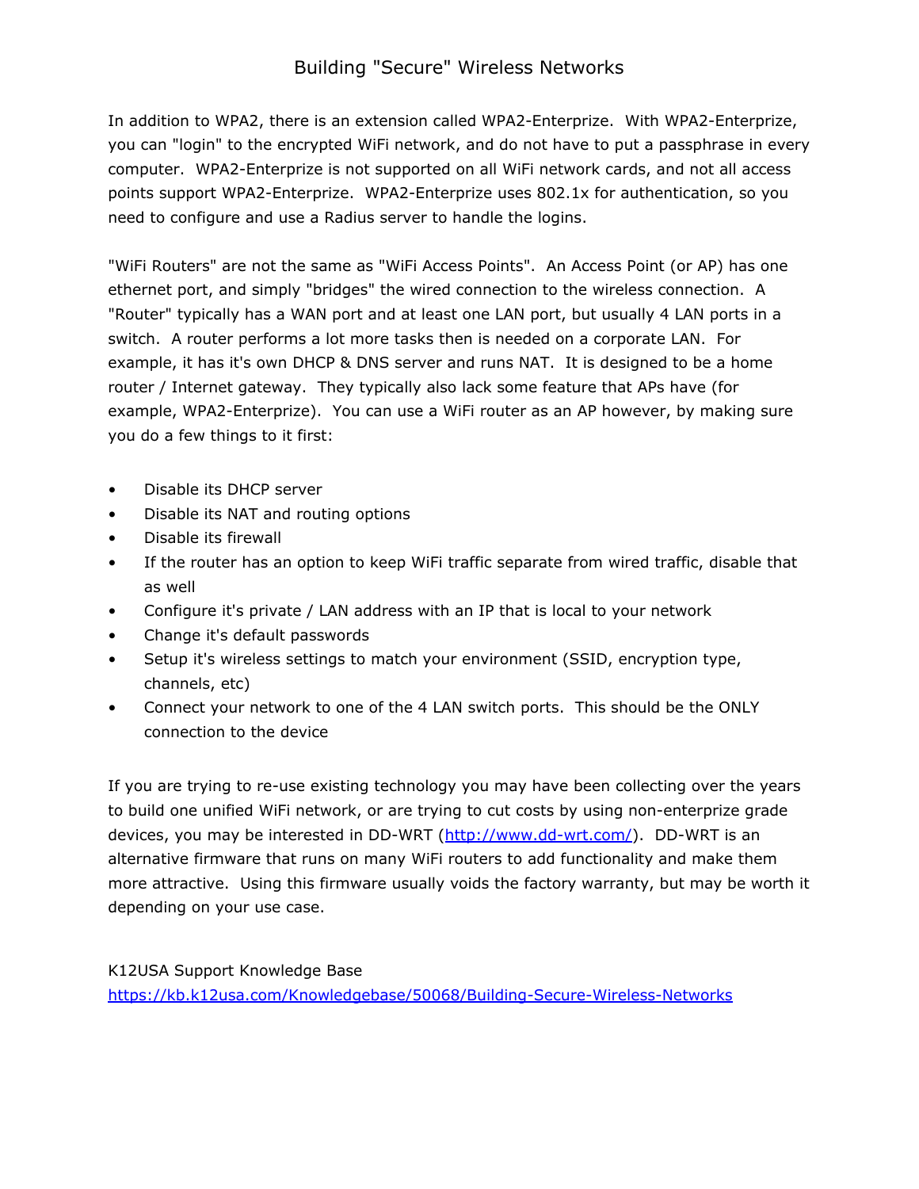In addition to WPA2, there is an extension called WPA2-Enterprize. With WPA2-Enterprize, you can "login" to the encrypted WiFi network, and do not have to put a passphrase in every computer. WPA2-Enterprize is not supported on all WiFi network cards, and not all access points support WPA2-Enterprize. WPA2-Enterprize uses 802.1x for authentication, so you need to configure and use a Radius server to handle the logins.

"WiFi Routers" are not the same as "WiFi Access Points". An Access Point (or AP) has one ethernet port, and simply "bridges" the wired connection to the wireless connection. A "Router" typically has a WAN port and at least one LAN port, but usually 4 LAN ports in a switch. A router performs a lot more tasks then is needed on a corporate LAN. For example, it has it's own DHCP & DNS server and runs NAT. It is designed to be a home router / Internet gateway. They typically also lack some feature that APs have (for example, WPA2-Enterprize). You can use a WiFi router as an AP however, by making sure you do a few things to it first:

- Disable its DHCP server
- Disable its NAT and routing options
- Disable its firewall
- If the router has an option to keep WiFi traffic separate from wired traffic, disable that as well
- Configure it's private / LAN address with an IP that is local to your network
- Change it's default passwords
- Setup it's wireless settings to match your environment (SSID, encryption type, channels, etc)
- Connect your network to one of the 4 LAN switch ports. This should be the ONLY connection to the device

If you are trying to re-use existing technology you may have been collecting over the years to build one unified WiFi network, or are trying to cut costs by using non-enterprize grade devices, you may be interested in DD-WRT (http://www.dd-wrt.com/). DD-WRT is an alternative firmware that runs on many WiFi routers to add functionality and make them more attractive. Using this firmware usually voids the factory warranty, but may be worth it depending on your use case.

K12USA Support Knowledge Base
https://kb.k12usa.com/Knowledgebase/50068/Building-Secure-Wireless-Networks